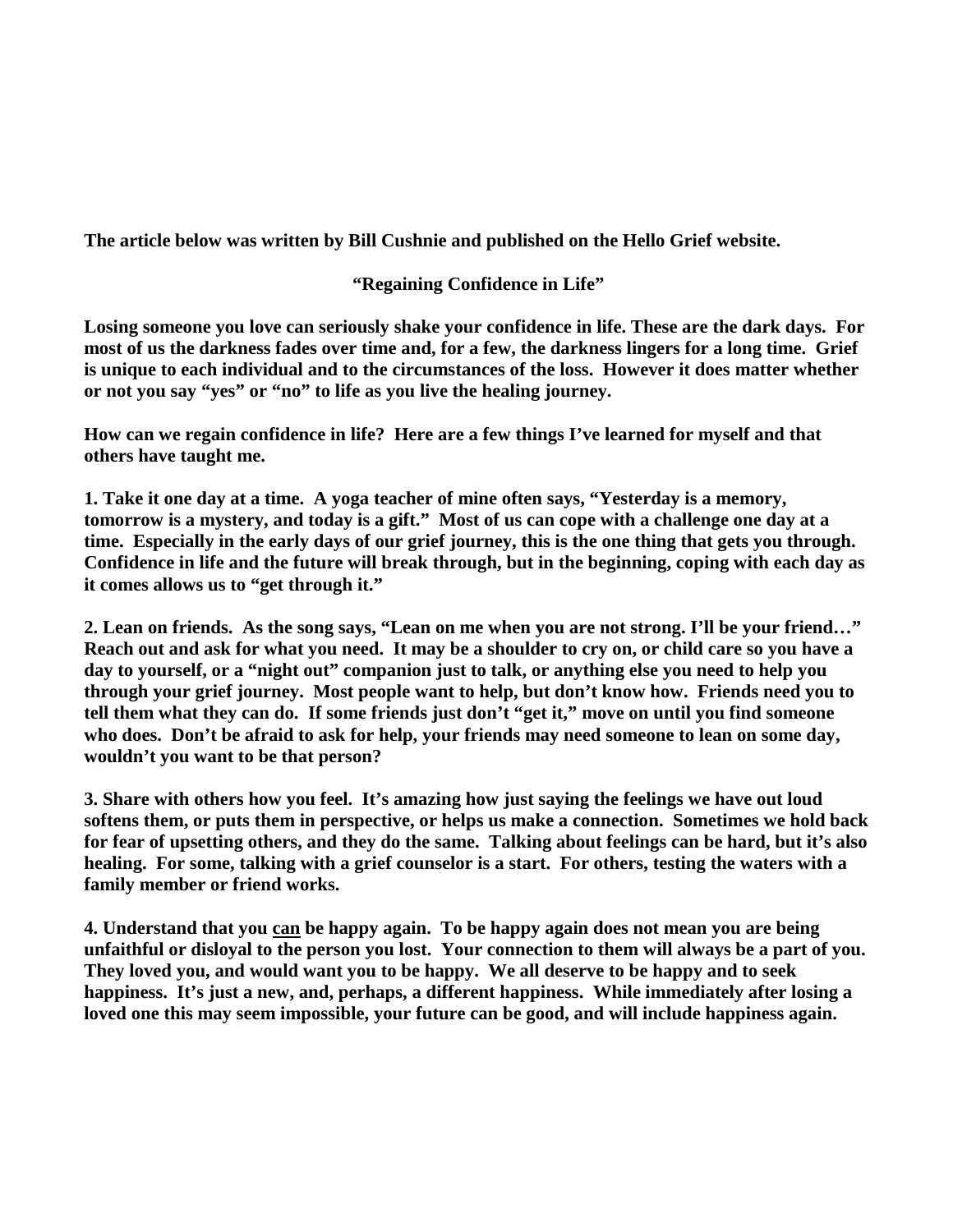**The article below was written by Bill Cushnie and published on the Hello Grief website.**

## "Regaining Confidence in Life"

**Losing someone you love can seriously shake your confidence in life. These are the dark days. For most of us the darkness fades over time and, for a few, the darkness lingers for a long time. Grief is unique to each individual and to the circumstances of the loss. However it does matter whether or not you say "yes" or "no" to life as you live the healing journey.**

**How can we regain confidence in life? Here are a few things I've learned for myself and that others have taught me.**

**1. Take it one day at a time. A yoga teacher of mine often says, "Yesterday is a memory, tomorrow is a mystery, and today is a gift." Most of us can cope with a challenge one day at a time. Especially in the early days of our grief journey, this is the one thing that gets you through. Confidence in life and the future will break through, but in the beginning, coping with each day as it comes allows us to "get through it."**

**2. Lean on friends. As the song says, "Lean on me when you are not strong. I'll be your friend…" Reach out and ask for what you need. It may be a shoulder to cry on, or child care so you have a day to yourself, or a "night out" companion just to talk, or anything else you need to help you through your grief journey. Most people want to help, but don't know how. Friends need you to tell them what they can do. If some friends just don't "get it," move on until you find someone who does. Don't be afraid to ask for help, your friends may need someone to lean on some day, wouldn't you want to be that person?**

**3. Share with others how you feel. It's amazing how just saying the feelings we have out loud softens them, or puts them in perspective, or helps us make a connection. Sometimes we hold back for fear of upsetting others, and they do the same. Talking about feelings can be hard, but it's also healing. For some, talking with a grief counselor is a start. For others, testing the waters with a family member or friend works.**

**4. Understand that you <u>can</u> be happy again. To be happy again does not mean you are being unfaithful or disloyal to the person you lost. Your connection to them will always be a part of you. They loved you, and would want you to be happy. We all deserve to be happy and to seek happiness. It's just a new, and, perhaps, a different happiness. While immediately after losing a loved one this may seem impossible, your future can be good, and will include happiness again.**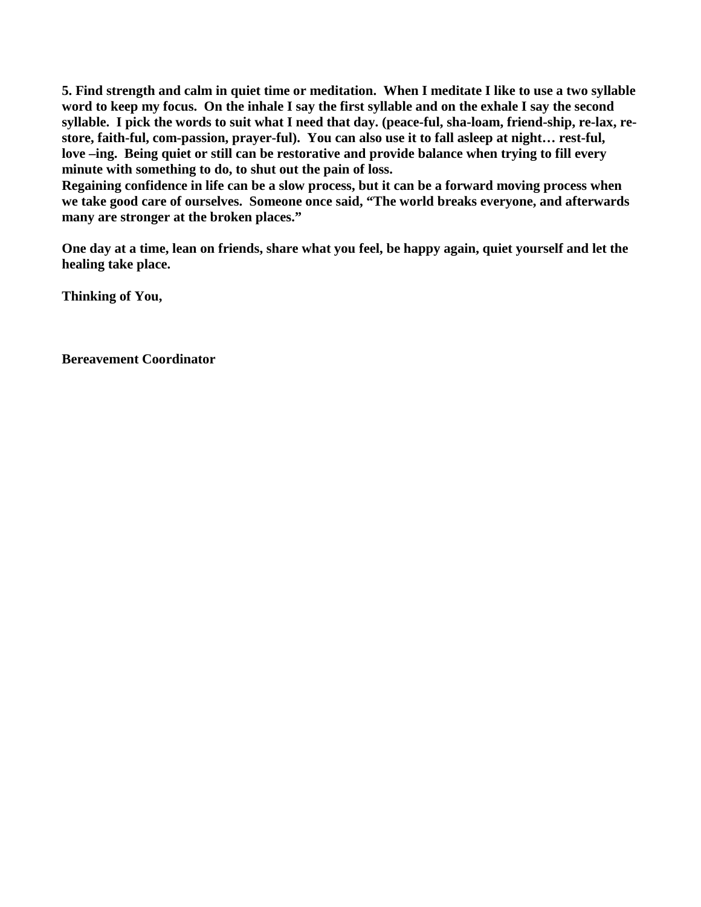**5. Find strength and calm in quiet time or meditation. When I meditate I like to use a two syllable word to keep my focus. On the inhale I say the first syllable and on the exhale I say the second syllable. I pick the words to suit what I need that day. (peace-ful, sha-loam, friend-ship, re-lax, re-store, faith-ful, com-passion, prayer-ful). You can also use it to fall asleep at night… rest-ful, love –ing. Being quiet or still can be restorative and provide balance when trying to fill every minute with something to do, to shut out the pain of loss.**
**Regaining confidence in life can be a slow process, but it can be a forward moving process when we take good care of ourselves. Someone once said, "The world breaks everyone, and afterwards many are stronger at the broken places."**

**One day at a time, lean on friends, share what you feel, be happy again, quiet yourself and let the healing take place.**

**Thinking of You,**

**Bereavement Coordinator**